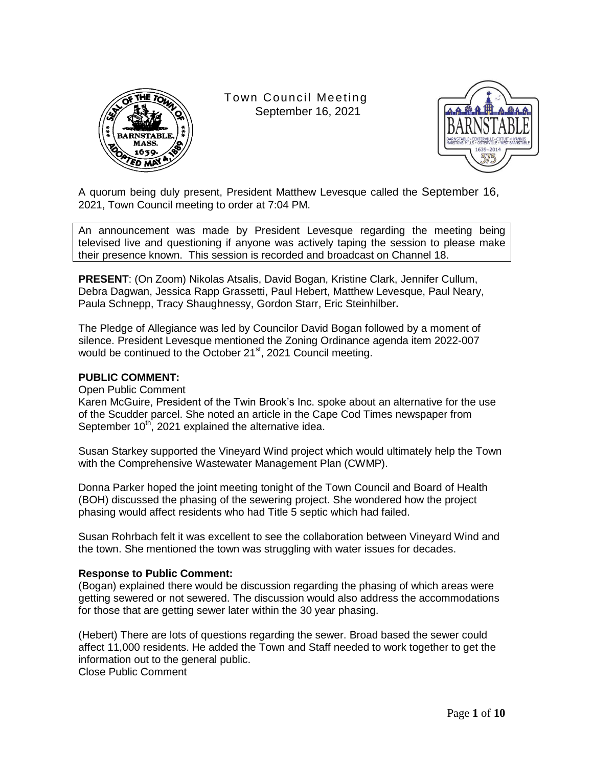# Town Council Meeting
September 16, 2021

A quorum being duly present, President Matthew Levesque called the September 16, 2021, Town Council meeting to order at 7:04 PM.

An announcement was made by President Levesque regarding the meeting being televised live and questioning if anyone was actively taping the session to please make their presence known. This session is recorded and broadcast on Channel 18.

**PRESENT**: (On Zoom) Nikolas Atsalis, David Bogan, Kristine Clark, Jennifer Cullum, Debra Dagwan, Jessica Rapp Grassetti, Paul Hebert, Matthew Levesque, Paul Neary, Paula Schnepp, Tracy Shaughnessy, Gordon Starr, Eric Steinhilber**.**

The Pledge of Allegiance was led by Councilor David Bogan followed by a moment of silence. President Levesque mentioned the Zoning Ordinance agenda item 2022-007 would be continued to the October 21st, 2021 Council meeting.

## PUBLIC COMMENT:

Open Public Comment

Karen McGuire, President of the Twin Brook's Inc. spoke about an alternative for the use of the Scudder parcel. She noted an article in the Cape Cod Times newspaper from September 10th, 2021 explained the alternative idea.

Susan Starkey supported the Vineyard Wind project which would ultimately help the Town with the Comprehensive Wastewater Management Plan (CWMP).

Donna Parker hoped the joint meeting tonight of the Town Council and Board of Health (BOH) discussed the phasing of the sewering project. She wondered how the project phasing would affect residents who had Title 5 septic which had failed.

Susan Rohrbach felt it was excellent to see the collaboration between Vineyard Wind and the town. She mentioned the town was struggling with water issues for decades.

### Response to Public Comment:

(Bogan) explained there would be discussion regarding the phasing of which areas were getting sewered or not sewered. The discussion would also address the accommodations for those that are getting sewer later within the 30 year phasing.

(Hebert) There are lots of questions regarding the sewer. Broad based the sewer could affect 11,000 residents. He added the Town and Staff needed to work together to get the information out to the general public.

Close Public Comment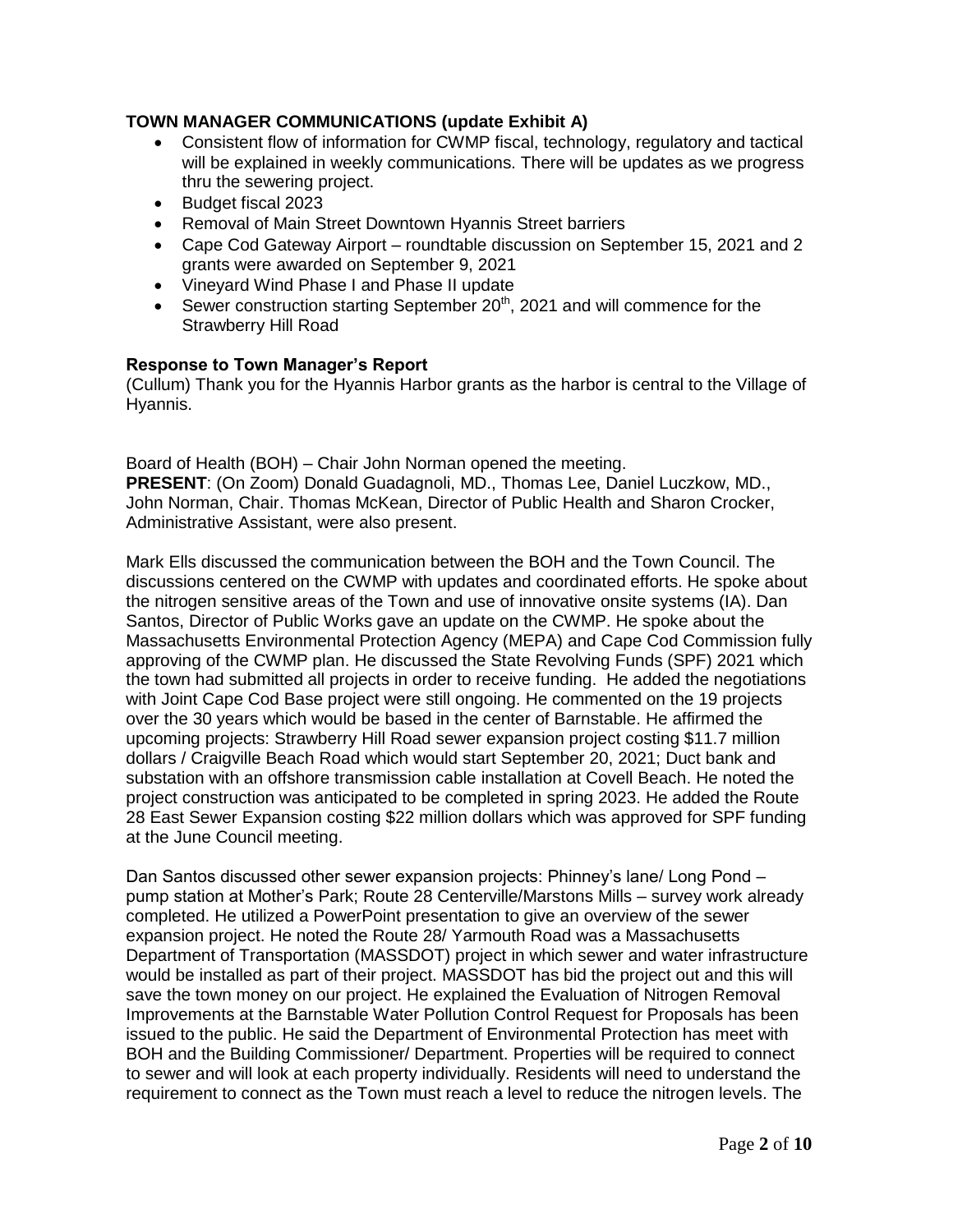**TOWN MANAGER COMMUNICATIONS (update Exhibit A)**

- Consistent flow of information for CWMP fiscal, technology, regulatory and tactical will be explained in weekly communications. There will be updates as we progress thru the sewering project.
- Budget fiscal 2023
- Removal of Main Street Downtown Hyannis Street barriers
- Cape Cod Gateway Airport – roundtable discussion on September 15, 2021 and 2 grants were awarded on September 9, 2021
- Vineyard Wind Phase I and Phase II update
- Sewer construction starting September 20th, 2021 and will commence for the Strawberry Hill Road

**Response to Town Manager's Report**

(Cullum) Thank you for the Hyannis Harbor grants as the harbor is central to the Village of Hyannis.

Board of Health (BOH) – Chair John Norman opened the meeting.
**PRESENT**: (On Zoom) Donald Guadagnoli, MD., Thomas Lee, Daniel Luczkow, MD., John Norman, Chair. Thomas McKean, Director of Public Health and Sharon Crocker, Administrative Assistant, were also present.

Mark Ells discussed the communication between the BOH and the Town Council. The discussions centered on the CWMP with updates and coordinated efforts. He spoke about the nitrogen sensitive areas of the Town and use of innovative onsite systems (IA). Dan Santos, Director of Public Works gave an update on the CWMP. He spoke about the Massachusetts Environmental Protection Agency (MEPA) and Cape Cod Commission fully approving of the CWMP plan. He discussed the State Revolving Funds (SPF) 2021 which the town had submitted all projects in order to receive funding. He added the negotiations with Joint Cape Cod Base project were still ongoing. He commented on the 19 projects over the 30 years which would be based in the center of Barnstable. He affirmed the upcoming projects: Strawberry Hill Road sewer expansion project costing $11.7 million dollars / Craigville Beach Road which would start September 20, 2021; Duct bank and substation with an offshore transmission cable installation at Covell Beach. He noted the project construction was anticipated to be completed in spring 2023. He added the Route 28 East Sewer Expansion costing $22 million dollars which was approved for SPF funding at the June Council meeting.

Dan Santos discussed other sewer expansion projects: Phinney's lane/ Long Pond – pump station at Mother's Park; Route 28 Centerville/Marstons Mills – survey work already completed. He utilized a PowerPoint presentation to give an overview of the sewer expansion project. He noted the Route 28/ Yarmouth Road was a Massachusetts Department of Transportation (MASSDOT) project in which sewer and water infrastructure would be installed as part of their project. MASSDOT has bid the project out and this will save the town money on our project. He explained the Evaluation of Nitrogen Removal Improvements at the Barnstable Water Pollution Control Request for Proposals has been issued to the public. He said the Department of Environmental Protection has meet with BOH and the Building Commissioner/ Department. Properties will be required to connect to sewer and will look at each property individually. Residents will need to understand the requirement to connect as the Town must reach a level to reduce the nitrogen levels. The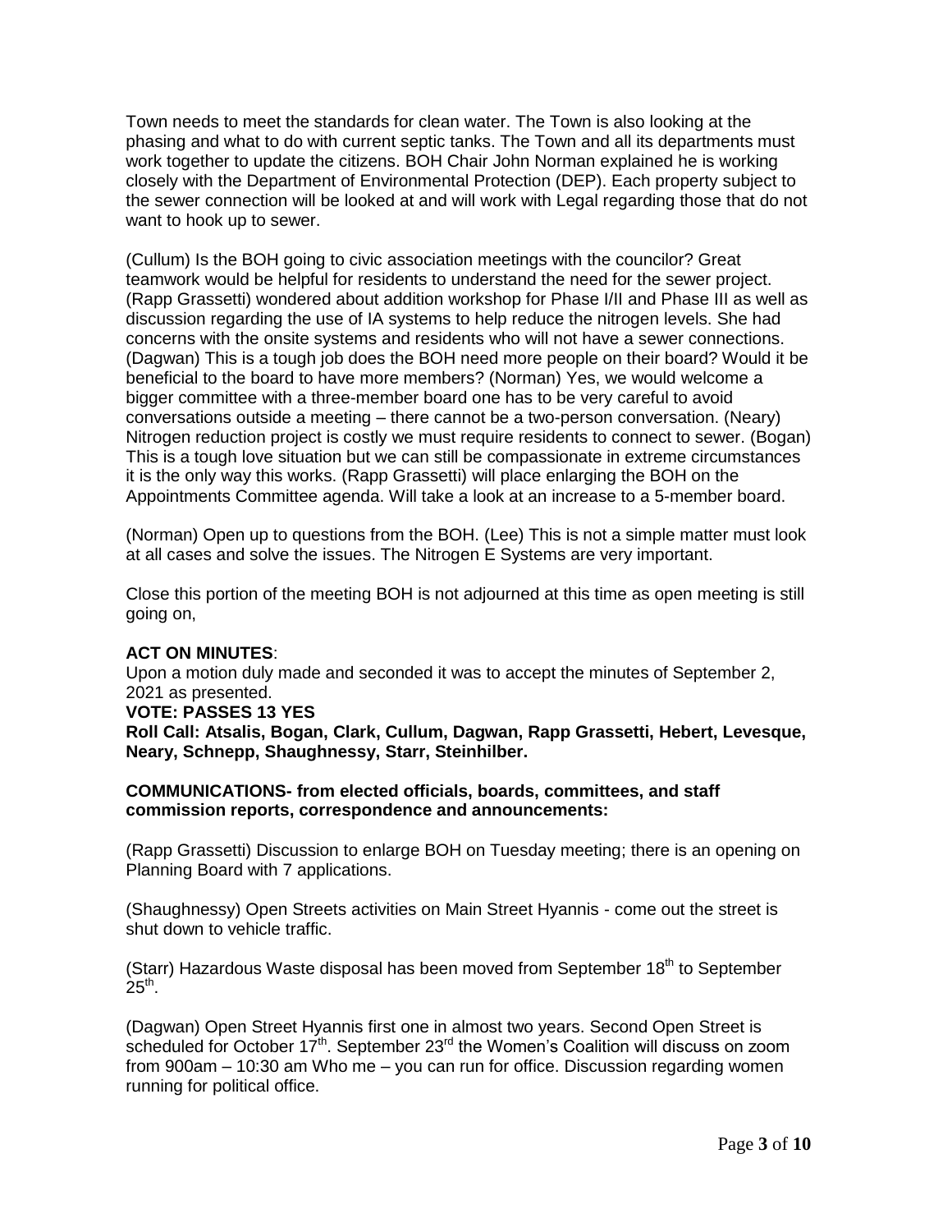Town needs to meet the standards for clean water. The Town is also looking at the phasing and what to do with current septic tanks. The Town and all its departments must work together to update the citizens. BOH Chair John Norman explained he is working closely with the Department of Environmental Protection (DEP). Each property subject to the sewer connection will be looked at and will work with Legal regarding those that do not want to hook up to sewer.

(Cullum) Is the BOH going to civic association meetings with the councilor? Great teamwork would be helpful for residents to understand the need for the sewer project. (Rapp Grassetti) wondered about addition workshop for Phase I/II and Phase III as well as discussion regarding the use of IA systems to help reduce the nitrogen levels. She had concerns with the onsite systems and residents who will not have a sewer connections. (Dagwan) This is a tough job does the BOH need more people on their board? Would it be beneficial to the board to have more members? (Norman) Yes, we would welcome a bigger committee with a three-member board one has to be very careful to avoid conversations outside a meeting – there cannot be a two-person conversation. (Neary) Nitrogen reduction project is costly we must require residents to connect to sewer. (Bogan) This is a tough love situation but we can still be compassionate in extreme circumstances it is the only way this works. (Rapp Grassetti) will place enlarging the BOH on the Appointments Committee agenda. Will take a look at an increase to a 5-member board.

(Norman) Open up to questions from the BOH. (Lee) This is not a simple matter must look at all cases and solve the issues. The Nitrogen E Systems are very important.

Close this portion of the meeting BOH is not adjourned at this time as open meeting is still going on,

**ACT ON MINUTES**:

Upon a motion duly made and seconded it was to accept the minutes of September 2, 2021 as presented.

**VOTE: PASSES 13 YES**

**Roll Call: Atsalis, Bogan, Clark, Cullum, Dagwan, Rapp Grassetti, Hebert, Levesque, Neary, Schnepp, Shaughnessy, Starr, Steinhilber.**

**COMMUNICATIONS- from elected officials, boards, committees, and staff commission reports, correspondence and announcements:**

(Rapp Grassetti) Discussion to enlarge BOH on Tuesday meeting; there is an opening on Planning Board with 7 applications.

(Shaughnessy) Open Streets activities on Main Street Hyannis - come out the street is shut down to vehicle traffic.

(Starr) Hazardous Waste disposal has been moved from September 18th to September 25th.

(Dagwan) Open Street Hyannis first one in almost two years. Second Open Street is scheduled for October 17th. September 23rd the Women's Coalition will discuss on zoom from 900am – 10:30 am Who me – you can run for office. Discussion regarding women running for political office.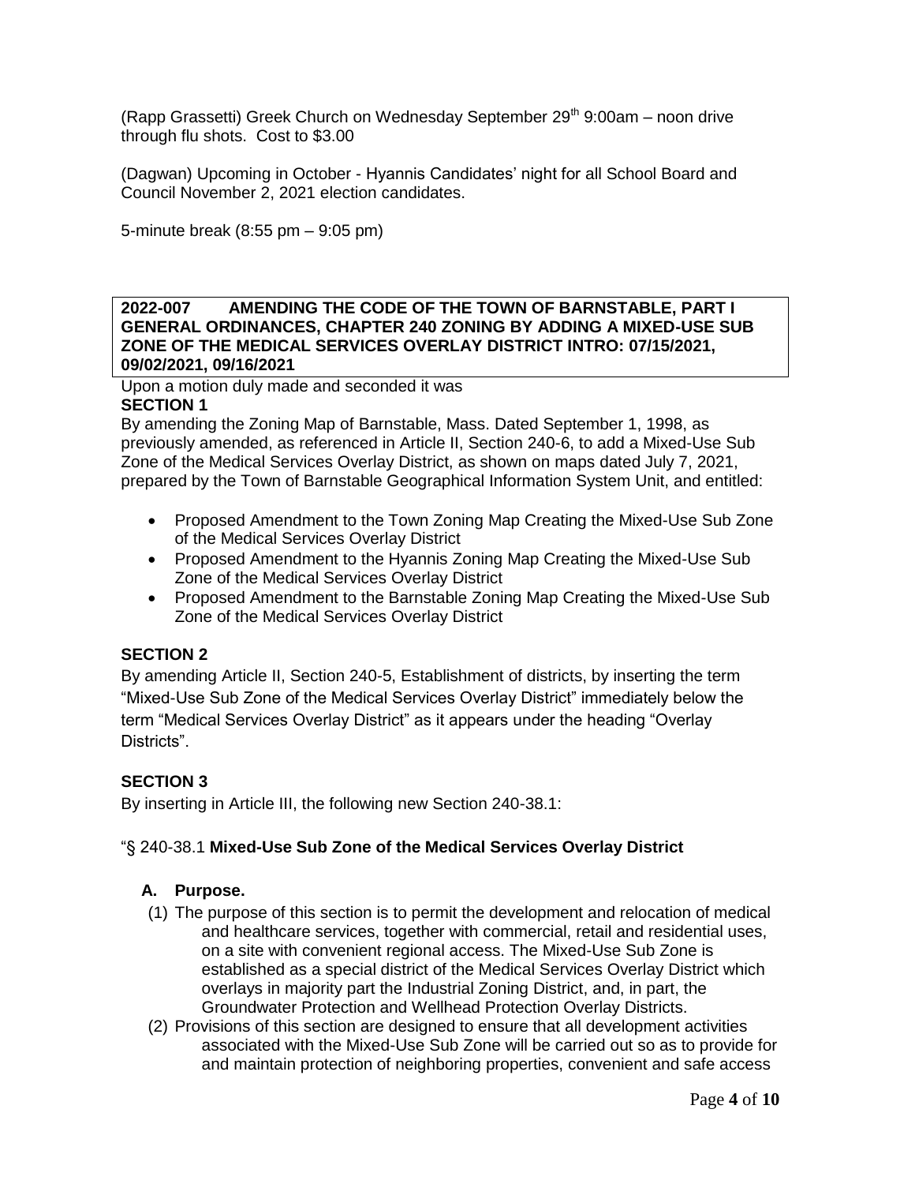(Rapp Grassetti) Greek Church on Wednesday September 29th 9:00am – noon drive through flu shots. Cost to $3.00

(Dagwan) Upcoming in October - Hyannis Candidates' night for all School Board and Council November 2, 2021 election candidates.

5-minute break (8:55 pm – 9:05 pm)

**2022-007 AMENDING THE CODE OF THE TOWN OF BARNSTABLE, PART I GENERAL ORDINANCES, CHAPTER 240 ZONING BY ADDING A MIXED-USE SUB ZONE OF THE MEDICAL SERVICES OVERLAY DISTRICT INTRO: 07/15/2021, 09/02/2021, 09/16/2021**

Upon a motion duly made and seconded it was

**SECTION 1**

By amending the Zoning Map of Barnstable, Mass. Dated September 1, 1998, as previously amended, as referenced in Article II, Section 240-6, to add a Mixed-Use Sub Zone of the Medical Services Overlay District, as shown on maps dated July 7, 2021, prepared by the Town of Barnstable Geographical Information System Unit, and entitled:

- Proposed Amendment to the Town Zoning Map Creating the Mixed-Use Sub Zone of the Medical Services Overlay District
- Proposed Amendment to the Hyannis Zoning Map Creating the Mixed-Use Sub Zone of the Medical Services Overlay District
- Proposed Amendment to the Barnstable Zoning Map Creating the Mixed-Use Sub Zone of the Medical Services Overlay District

**SECTION 2**

By amending Article II, Section 240-5, Establishment of districts, by inserting the term "Mixed-Use Sub Zone of the Medical Services Overlay District" immediately below the term "Medical Services Overlay District" as it appears under the heading "Overlay Districts".

**SECTION 3**

By inserting in Article III, the following new Section 240-38.1:

"§ 240-38.1 **Mixed-Use Sub Zone of the Medical Services Overlay District**

**A. Purpose.**

(1) The purpose of this section is to permit the development and relocation of medical and healthcare services, together with commercial, retail and residential uses, on a site with convenient regional access. The Mixed-Use Sub Zone is established as a special district of the Medical Services Overlay District which overlays in majority part the Industrial Zoning District, and, in part, the Groundwater Protection and Wellhead Protection Overlay Districts.

(2) Provisions of this section are designed to ensure that all development activities associated with the Mixed-Use Sub Zone will be carried out so as to provide for and maintain protection of neighboring properties, convenient and safe access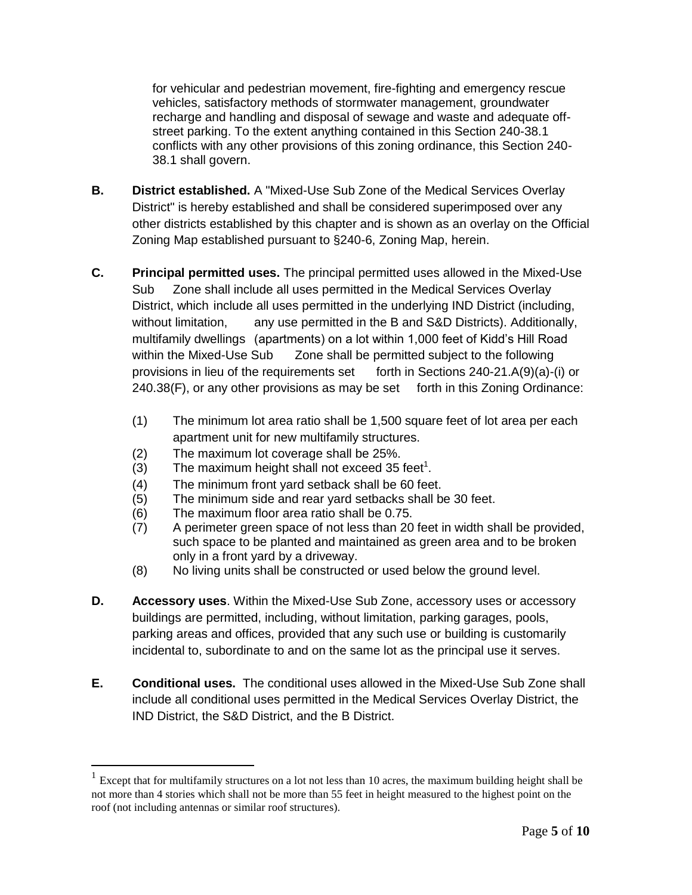for vehicular and pedestrian movement, fire-fighting and emergency rescue vehicles, satisfactory methods of stormwater management, groundwater recharge and handling and disposal of sewage and waste and adequate off-street parking. To the extent anything contained in this Section 240-38.1 conflicts with any other provisions of this zoning ordinance, this Section 240-38.1 shall govern.

**B. District established.** A "Mixed-Use Sub Zone of the Medical Services Overlay District" is hereby established and shall be considered superimposed over any other districts established by this chapter and is shown as an overlay on the Official Zoning Map established pursuant to §240-6, Zoning Map, herein.

**C. Principal permitted uses.** The principal permitted uses allowed in the Mixed-Use Sub Zone shall include all uses permitted in the Medical Services Overlay District, which include all uses permitted in the underlying IND District (including, without limitation, any use permitted in the B and S&D Districts). Additionally, multifamily dwellings (apartments) on a lot within 1,000 feet of Kidd's Hill Road within the Mixed-Use Sub Zone shall be permitted subject to the following provisions in lieu of the requirements set forth in Sections 240-21.A(9)(a)-(i) or 240.38(F), or any other provisions as may be set forth in this Zoning Ordinance:

(1) The minimum lot area ratio shall be 1,500 square feet of lot area per each apartment unit for new multifamily structures.
(2) The maximum lot coverage shall be 25%.
(3) The maximum height shall not exceed 35 feet[1].
(4) The minimum front yard setback shall be 60 feet.
(5) The minimum side and rear yard setbacks shall be 30 feet.
(6) The maximum floor area ratio shall be 0.75.
(7) A perimeter green space of not less than 20 feet in width shall be provided, such space to be planted and maintained as green area and to be broken only in a front yard by a driveway.
(8) No living units shall be constructed or used below the ground level.

**D. Accessory uses**. Within the Mixed-Use Sub Zone, accessory uses or accessory buildings are permitted, including, without limitation, parking garages, pools, parking areas and offices, provided that any such use or building is customarily incidental to, subordinate to and on the same lot as the principal use it serves.

**E. Conditional uses.** The conditional uses allowed in the Mixed-Use Sub Zone shall include all conditional uses permitted in the Medical Services Overlay District, the IND District, the S&D District, and the B District.

---

[1] Except that for multifamily structures on a lot not less than 10 acres, the maximum building height shall be not more than 4 stories which shall not be more than 55 feet in height measured to the highest point on the roof (not including antennas or similar roof structures).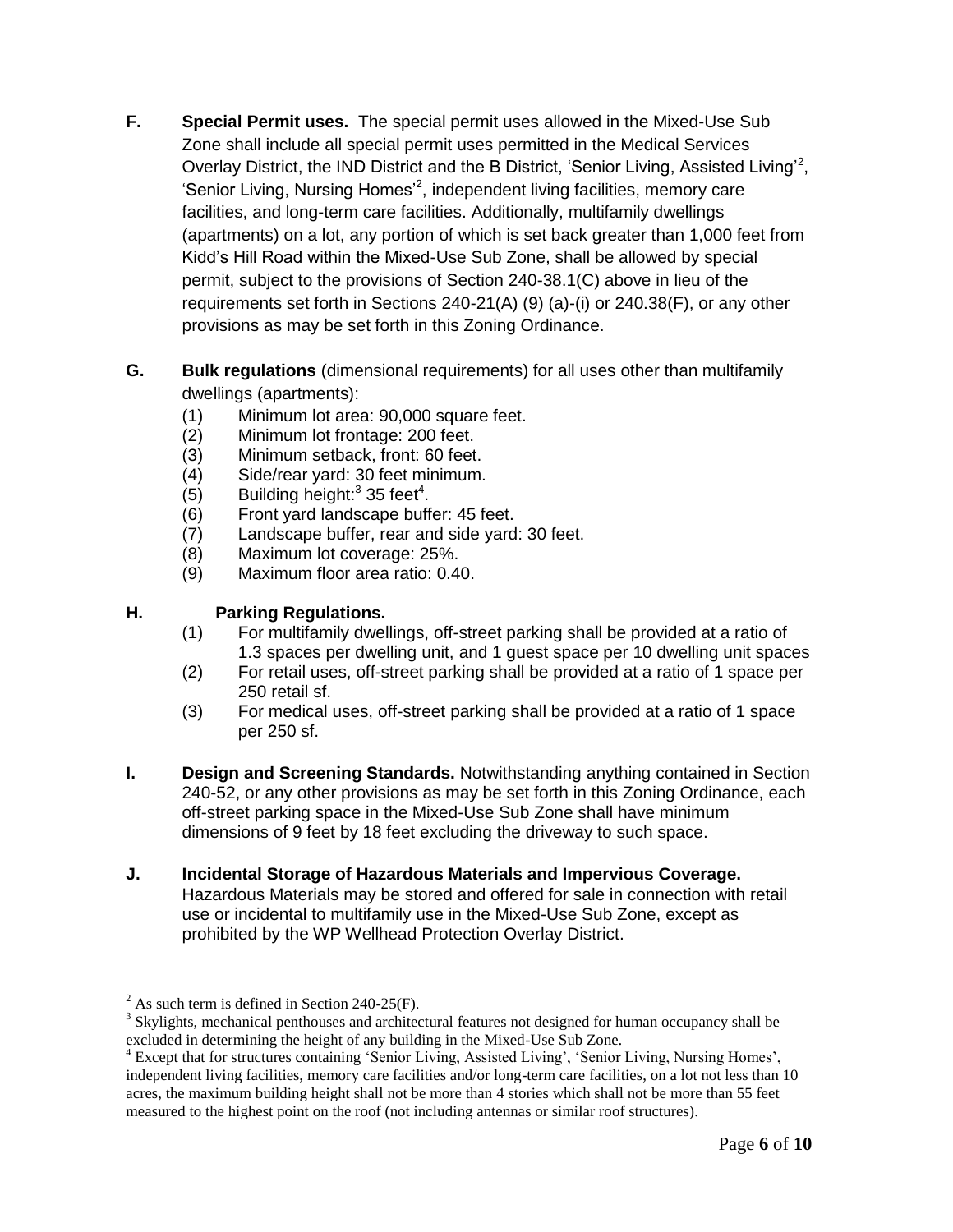**F. Special Permit uses.** The special permit uses allowed in the Mixed-Use Sub Zone shall include all special permit uses permitted in the Medical Services Overlay District, the IND District and the B District, 'Senior Living, Assisted Living'[2], 'Senior Living, Nursing Homes'[2], independent living facilities, memory care facilities, and long-term care facilities. Additionally, multifamily dwellings (apartments) on a lot, any portion of which is set back greater than 1,000 feet from Kidd's Hill Road within the Mixed-Use Sub Zone, shall be allowed by special permit, subject to the provisions of Section 240-38.1(C) above in lieu of the requirements set forth in Sections 240-21(A) (9) (a)-(i) or 240.38(F), or any other provisions as may be set forth in this Zoning Ordinance.

**G. Bulk regulations** (dimensional requirements) for all uses other than multifamily dwellings (apartments):

(1) Minimum lot area: 90,000 square feet.
(2) Minimum lot frontage: 200 feet.
(3) Minimum setback, front: 60 feet.
(4) Side/rear yard: 30 feet minimum.
(5) Building height:[3] 35 feet[4].
(6) Front yard landscape buffer: 45 feet.
(7) Landscape buffer, rear and side yard: 30 feet.
(8) Maximum lot coverage: 25%.
(9) Maximum floor area ratio: 0.40.

**H. Parking Regulations.**

(1) For multifamily dwellings, off-street parking shall be provided at a ratio of 1.3 spaces per dwelling unit, and 1 guest space per 10 dwelling unit spaces
(2) For retail uses, off-street parking shall be provided at a ratio of 1 space per 250 retail sf.
(3) For medical uses, off-street parking shall be provided at a ratio of 1 space per 250 sf.

**I. Design and Screening Standards.** Notwithstanding anything contained in Section 240-52, or any other provisions as may be set forth in this Zoning Ordinance, each off-street parking space in the Mixed-Use Sub Zone shall have minimum dimensions of 9 feet by 18 feet excluding the driveway to such space.

**J. Incidental Storage of Hazardous Materials and Impervious Coverage.** Hazardous Materials may be stored and offered for sale in connection with retail use or incidental to multifamily use in the Mixed-Use Sub Zone, except as prohibited by the WP Wellhead Protection Overlay District.

---

[2] As such term is defined in Section 240-25(F).

[3] Skylights, mechanical penthouses and architectural features not designed for human occupancy shall be excluded in determining the height of any building in the Mixed-Use Sub Zone.

[4] Except that for structures containing 'Senior Living, Assisted Living', 'Senior Living, Nursing Homes', independent living facilities, memory care facilities and/or long-term care facilities, on a lot not less than 10 acres, the maximum building height shall not be more than 4 stories which shall not be more than 55 feet measured to the highest point on the roof (not including antennas or similar roof structures).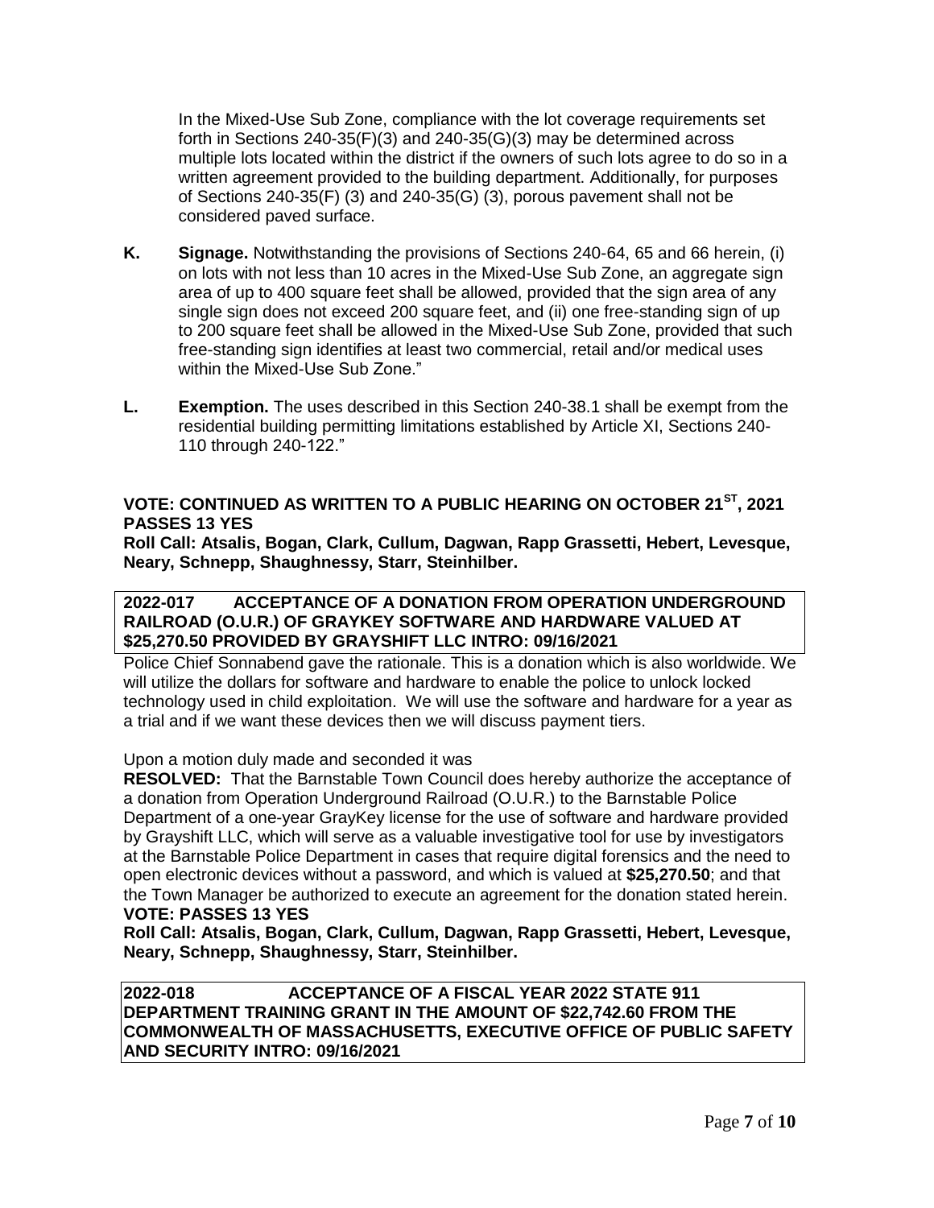In the Mixed-Use Sub Zone, compliance with the lot coverage requirements set forth in Sections 240-35(F)(3) and 240-35(G)(3) may be determined across multiple lots located within the district if the owners of such lots agree to do so in a written agreement provided to the building department. Additionally, for purposes of Sections 240-35(F) (3) and 240-35(G) (3), porous pavement shall not be considered paved surface.

**K. Signage.** Notwithstanding the provisions of Sections 240-64, 65 and 66 herein, (i) on lots with not less than 10 acres in the Mixed-Use Sub Zone, an aggregate sign area of up to 400 square feet shall be allowed, provided that the sign area of any single sign does not exceed 200 square feet, and (ii) one free-standing sign of up to 200 square feet shall be allowed in the Mixed-Use Sub Zone, provided that such free-standing sign identifies at least two commercial, retail and/or medical uses within the Mixed-Use Sub Zone."

**L. Exemption.** The uses described in this Section 240-38.1 shall be exempt from the residential building permitting limitations established by Article XI, Sections 240-110 through 240-122."

**VOTE: CONTINUED AS WRITTEN TO A PUBLIC HEARING ON OCTOBER 21ST, 2021 PASSES 13 YES**
**Roll Call: Atsalis, Bogan, Clark, Cullum, Dagwan, Rapp Grassetti, Hebert, Levesque, Neary, Schnepp, Shaughnessy, Starr, Steinhilber.**

**2022-017 ACCEPTANCE OF A DONATION FROM OPERATION UNDERGROUND RAILROAD (O.U.R.) OF GRAYKEY SOFTWARE AND HARDWARE VALUED AT $25,270.50 PROVIDED BY GRAYSHIFT LLC INTRO: 09/16/2021**

Police Chief Sonnabend gave the rationale. This is a donation which is also worldwide. We will utilize the dollars for software and hardware to enable the police to unlock locked technology used in child exploitation. We will use the software and hardware for a year as a trial and if we want these devices then we will discuss payment tiers.

Upon a motion duly made and seconded it was

**RESOLVED:** That the Barnstable Town Council does hereby authorize the acceptance of a donation from Operation Underground Railroad (O.U.R.) to the Barnstable Police Department of a one-year GrayKey license for the use of software and hardware provided by Grayshift LLC, which will serve as a valuable investigative tool for use by investigators at the Barnstable Police Department in cases that require digital forensics and the need to open electronic devices without a password, and which is valued at **$25,270.50**; and that the Town Manager be authorized to execute an agreement for the donation stated herein.
**VOTE: PASSES 13 YES**
**Roll Call: Atsalis, Bogan, Clark, Cullum, Dagwan, Rapp Grassetti, Hebert, Levesque, Neary, Schnepp, Shaughnessy, Starr, Steinhilber.**

**2022-018 ACCEPTANCE OF A FISCAL YEAR 2022 STATE 911 DEPARTMENT TRAINING GRANT IN THE AMOUNT OF $22,742.60 FROM THE COMMONWEALTH OF MASSACHUSETTS, EXECUTIVE OFFICE OF PUBLIC SAFETY AND SECURITY INTRO: 09/16/2021**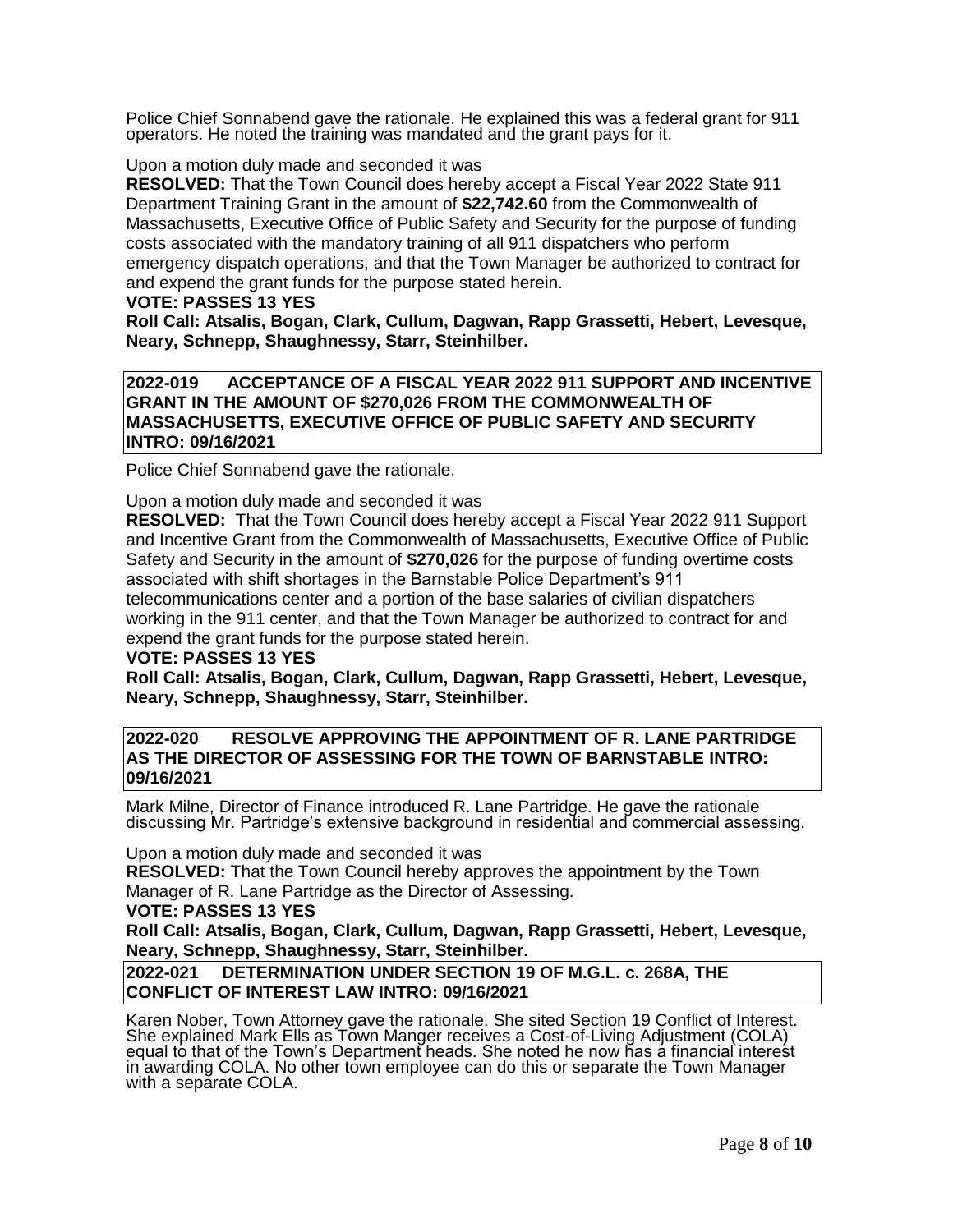Police Chief Sonnabend gave the rationale. He explained this was a federal grant for 911 operators. He noted the training was mandated and the grant pays for it.

Upon a motion duly made and seconded it was

**RESOLVED:** That the Town Council does hereby accept a Fiscal Year 2022 State 911 Department Training Grant in the amount of **$22,742.60** from the Commonwealth of Massachusetts, Executive Office of Public Safety and Security for the purpose of funding costs associated with the mandatory training of all 911 dispatchers who perform emergency dispatch operations, and that the Town Manager be authorized to contract for and expend the grant funds for the purpose stated herein.

**VOTE: PASSES 13 YES**

**Roll Call: Atsalis, Bogan, Clark, Cullum, Dagwan, Rapp Grassetti, Hebert, Levesque, Neary, Schnepp, Shaughnessy, Starr, Steinhilber.**

**2022-019 ACCEPTANCE OF A FISCAL YEAR 2022 911 SUPPORT AND INCENTIVE GRANT IN THE AMOUNT OF $270,026 FROM THE COMMONWEALTH OF MASSACHUSETTS, EXECUTIVE OFFICE OF PUBLIC SAFETY AND SECURITY INTRO: 09/16/2021**

Police Chief Sonnabend gave the rationale.

Upon a motion duly made and seconded it was

**RESOLVED:** That the Town Council does hereby accept a Fiscal Year 2022 911 Support and Incentive Grant from the Commonwealth of Massachusetts, Executive Office of Public Safety and Security in the amount of **$270,026** for the purpose of funding overtime costs associated with shift shortages in the Barnstable Police Department's 911 telecommunications center and a portion of the base salaries of civilian dispatchers working in the 911 center, and that the Town Manager be authorized to contract for and expend the grant funds for the purpose stated herein.

**VOTE: PASSES 13 YES**

**Roll Call: Atsalis, Bogan, Clark, Cullum, Dagwan, Rapp Grassetti, Hebert, Levesque, Neary, Schnepp, Shaughnessy, Starr, Steinhilber.**

**2022-020 RESOLVE APPROVING THE APPOINTMENT OF R. LANE PARTRIDGE AS THE DIRECTOR OF ASSESSING FOR THE TOWN OF BARNSTABLE INTRO: 09/16/2021**

Mark Milne, Director of Finance introduced R. Lane Partridge. He gave the rationale discussing Mr. Partridge's extensive background in residential and commercial assessing.

Upon a motion duly made and seconded it was

**RESOLVED:** That the Town Council hereby approves the appointment by the Town Manager of R. Lane Partridge as the Director of Assessing.

**VOTE: PASSES 13 YES**

**Roll Call: Atsalis, Bogan, Clark, Cullum, Dagwan, Rapp Grassetti, Hebert, Levesque, Neary, Schnepp, Shaughnessy, Starr, Steinhilber.**

**2022-021 DETERMINATION UNDER SECTION 19 OF M.G.L. c. 268A, THE CONFLICT OF INTEREST LAW INTRO: 09/16/2021**

Karen Nober, Town Attorney gave the rationale. She sited Section 19 Conflict of Interest. She explained Mark Ells as Town Manger receives a Cost-of-Living Adjustment (COLA) equal to that of the Town's Department heads. She noted he now has a financial interest in awarding COLA. No other town employee can do this or separate the Town Manager with a separate COLA.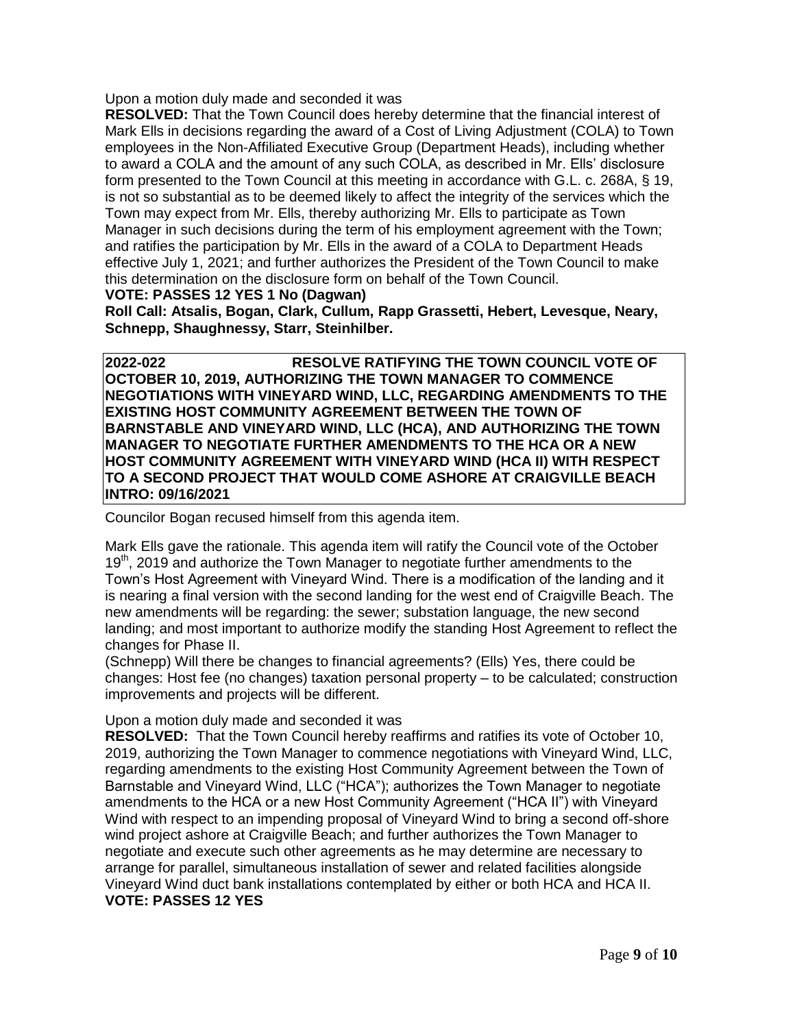Upon a motion duly made and seconded it was

**RESOLVED:** That the Town Council does hereby determine that the financial interest of Mark Ells in decisions regarding the award of a Cost of Living Adjustment (COLA) to Town employees in the Non-Affiliated Executive Group (Department Heads), including whether to award a COLA and the amount of any such COLA, as described in Mr. Ells' disclosure form presented to the Town Council at this meeting in accordance with G.L. c. 268A, § 19, is not so substantial as to be deemed likely to affect the integrity of the services which the Town may expect from Mr. Ells, thereby authorizing Mr. Ells to participate as Town Manager in such decisions during the term of his employment agreement with the Town; and ratifies the participation by Mr. Ells in the award of a COLA to Department Heads effective July 1, 2021; and further authorizes the President of the Town Council to make this determination on the disclosure form on behalf of the Town Council.

**VOTE: PASSES 12 YES 1 No (Dagwan)**

**Roll Call: Atsalis, Bogan, Clark, Cullum, Rapp Grassetti, Hebert, Levesque, Neary, Schnepp, Shaughnessy, Starr, Steinhilber.**

**2022-022 RESOLVE RATIFYING THE TOWN COUNCIL VOTE OF OCTOBER 10, 2019, AUTHORIZING THE TOWN MANAGER TO COMMENCE NEGOTIATIONS WITH VINEYARD WIND, LLC, REGARDING AMENDMENTS TO THE EXISTING HOST COMMUNITY AGREEMENT BETWEEN THE TOWN OF BARNSTABLE AND VINEYARD WIND, LLC (HCA), AND AUTHORIZING THE TOWN MANAGER TO NEGOTIATE FURTHER AMENDMENTS TO THE HCA OR A NEW HOST COMMUNITY AGREEMENT WITH VINEYARD WIND (HCA II) WITH RESPECT TO A SECOND PROJECT THAT WOULD COME ASHORE AT CRAIGVILLE BEACH INTRO: 09/16/2021**

Councilor Bogan recused himself from this agenda item.

Mark Ells gave the rationale. This agenda item will ratify the Council vote of the October 19th, 2019 and authorize the Town Manager to negotiate further amendments to the Town's Host Agreement with Vineyard Wind. There is a modification of the landing and it is nearing a final version with the second landing for the west end of Craigville Beach. The new amendments will be regarding: the sewer; substation language, the new second landing; and most important to authorize modify the standing Host Agreement to reflect the changes for Phase II.

(Schnepp) Will there be changes to financial agreements? (Ells) Yes, there could be changes: Host fee (no changes) taxation personal property – to be calculated; construction improvements and projects will be different.

Upon a motion duly made and seconded it was

**RESOLVED:** That the Town Council hereby reaffirms and ratifies its vote of October 10, 2019, authorizing the Town Manager to commence negotiations with Vineyard Wind, LLC, regarding amendments to the existing Host Community Agreement between the Town of Barnstable and Vineyard Wind, LLC ("HCA"); authorizes the Town Manager to negotiate amendments to the HCA or a new Host Community Agreement ("HCA II") with Vineyard Wind with respect to an impending proposal of Vineyard Wind to bring a second off-shore wind project ashore at Craigville Beach; and further authorizes the Town Manager to negotiate and execute such other agreements as he may determine are necessary to arrange for parallel, simultaneous installation of sewer and related facilities alongside Vineyard Wind duct bank installations contemplated by either or both HCA and HCA II.

**VOTE: PASSES 12 YES**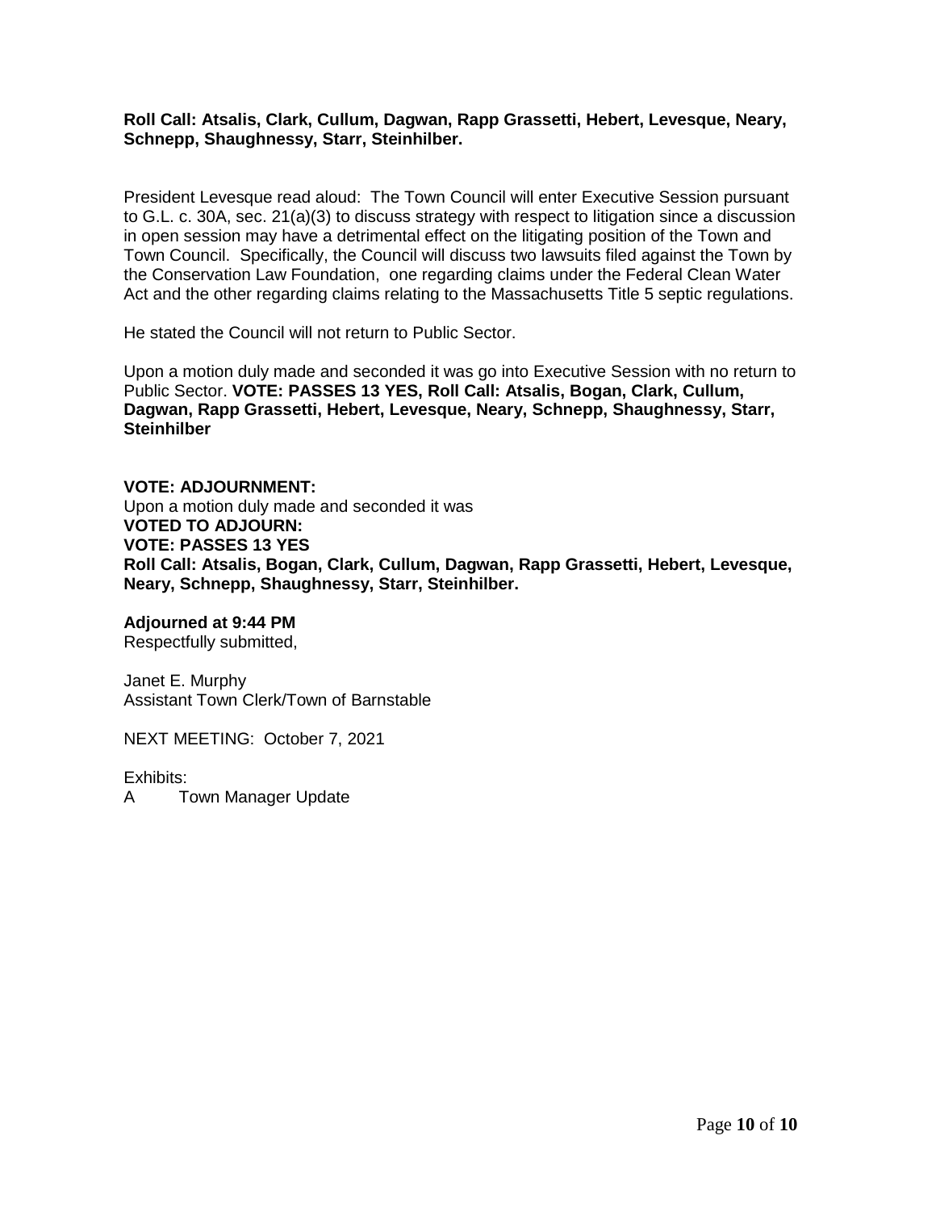**Roll Call: Atsalis, Clark, Cullum, Dagwan, Rapp Grassetti, Hebert, Levesque, Neary, Schnepp, Shaughnessy, Starr, Steinhilber.**

President Levesque read aloud: The Town Council will enter Executive Session pursuant to G.L. c. 30A, sec. 21(a)(3) to discuss strategy with respect to litigation since a discussion in open session may have a detrimental effect on the litigating position of the Town and Town Council. Specifically, the Council will discuss two lawsuits filed against the Town by the Conservation Law Foundation, one regarding claims under the Federal Clean Water Act and the other regarding claims relating to the Massachusetts Title 5 septic regulations.

He stated the Council will not return to Public Sector.

Upon a motion duly made and seconded it was go into Executive Session with no return to Public Sector. **VOTE: PASSES 13 YES, Roll Call: Atsalis, Bogan, Clark, Cullum, Dagwan, Rapp Grassetti, Hebert, Levesque, Neary, Schnepp, Shaughnessy, Starr, Steinhilber**

**VOTE: ADJOURNMENT:**
Upon a motion duly made and seconded it was
**VOTED TO ADJOURN:**
**VOTE: PASSES 13 YES**
**Roll Call: Atsalis, Bogan, Clark, Cullum, Dagwan, Rapp Grassetti, Hebert, Levesque, Neary, Schnepp, Shaughnessy, Starr, Steinhilber.**

**Adjourned at 9:44 PM**
Respectfully submitted,

Janet E. Murphy
Assistant Town Clerk/Town of Barnstable

NEXT MEETING: October 7, 2021

Exhibits:
A Town Manager Update